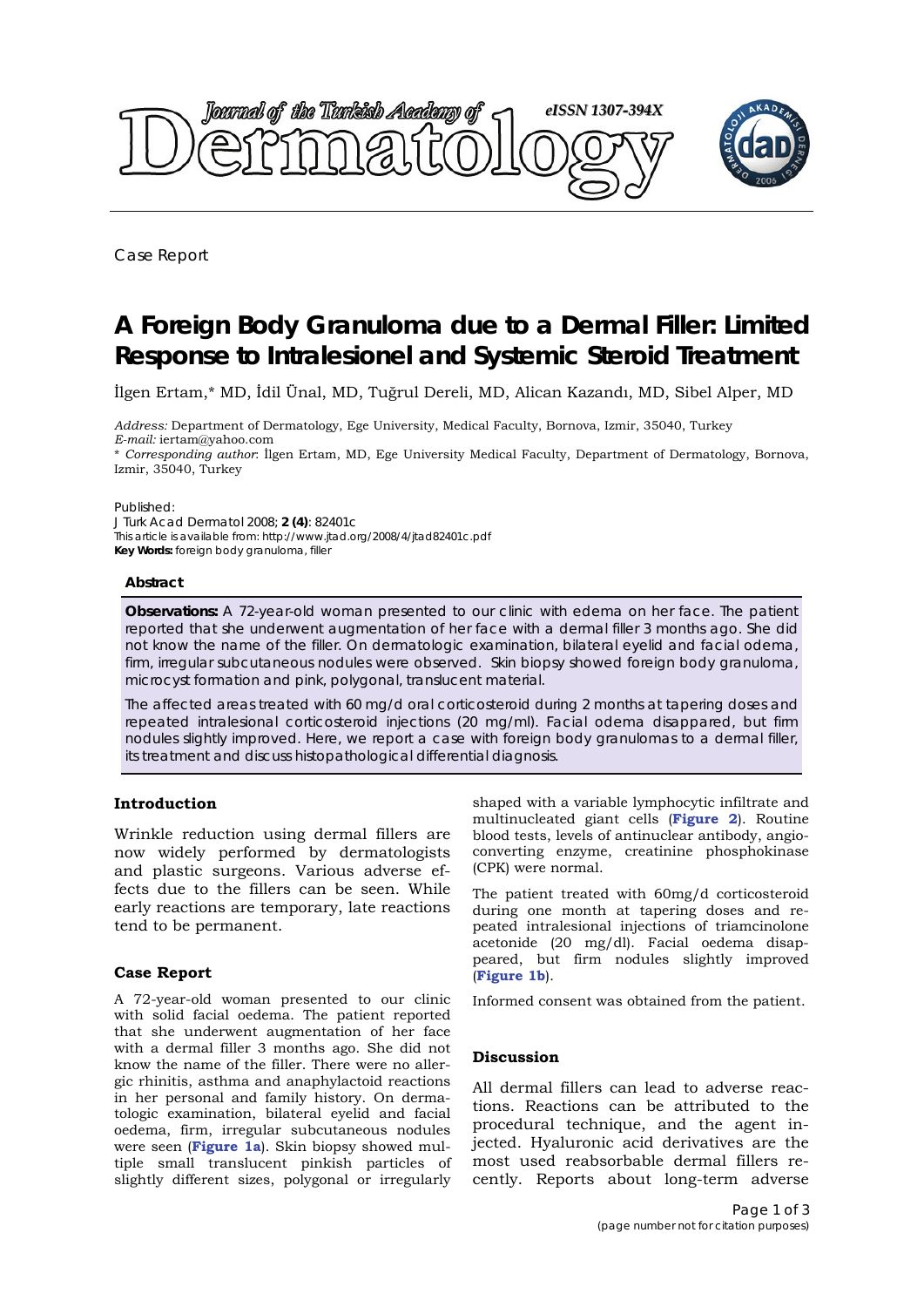Case Report

# A Foreign Body Granuloma due to a Dermal Filler: Limited Response to Intralesionel and Systemic Steroid Treatment

İlgen Ertam,* MD, İdil Ünal, MD, Tuğrul Dereli, MD, Alican Kazandı, MD, Sibel Alper, MD

*Address:* Department of Dermatology, Ege University, Medical Faculty, Bornova, Izmir, 35040, Turkey
*E-mail:* iertam@yahoo.com
\* *Corresponding author*: İlgen Ertam, MD, Ege University Medical Faculty, Department of Dermatology, Bornova, Izmir, 35040, Turkey

Published:
J Turk Acad Dermatol 2008; **2 (4)**: 82401c
This article is available from: http://www.jtad.org/2008/4/jtad82401c.pdf
**Key Words:** foreign body granuloma, filler

### Abstract

**Observations:** A 72-year-old woman presented to our clinic with edema on her face. The patient reported that she underwent augmentation of her face with a dermal filler 3 months ago. She did not know the name of the filler. On dermatologic examination, bilateral eyelid and facial odema, firm, irregular subcutaneous nodules were observed. Skin biopsy showed foreign body granuloma, microcyst formation and pink, polygonal, translucent material.

The affected areas treated with 60 mg/d oral corticosteroid during 2 months at tapering doses and repeated intralesional corticosteroid injections (20 mg/ml). Facial odema disappared, but firm nodules slightly improved. Here, we report a case with foreign body granulomas to a dermal filler, its treatment and discuss histopathological differential diagnosis.

## Introduction

Wrinkle reduction using dermal fillers are now widely performed by dermatologists and plastic surgeons. Various adverse effects due to the fillers can be seen. While early reactions are temporary, late reactions tend to be permanent.

## Case Report

A 72-year-old woman presented to our clinic with solid facial oedema. The patient reported that she underwent augmentation of her face with a dermal filler 3 months ago. She did not know the name of the filler. There were no allergic rhinitis, asthma and anaphylactoid reactions in her personal and family history. On dermatologic examination, bilateral eyelid and facial oedema, firm, irregular subcutaneous nodules were seen (**Figure 1a**). Skin biopsy showed multiple small translucent pinkish particles of slightly different sizes, polygonal or irregularly shaped with a variable lymphocytic infiltrate and multinucleated giant cells (**Figure 2**). Routine blood tests, levels of antinuclear antibody, angioconverting enzyme, creatinine phosphokinase (CPK) were normal.

The patient treated with 60mg/d corticosteroid during one month at tapering doses and repeated intralesional injections of triamcinolone acetonide (20 mg/dl). Facial oedema disappeared, but firm nodules slightly improved (**Figure 1b**).

Informed consent was obtained from the patient.

## Discussion

All dermal fillers can lead to adverse reactions. Reactions can be attributed to the procedural technique, and the agent injected. Hyaluronic acid derivatives are the most used reabsorbable dermal fillers recently. Reports about long-term adverse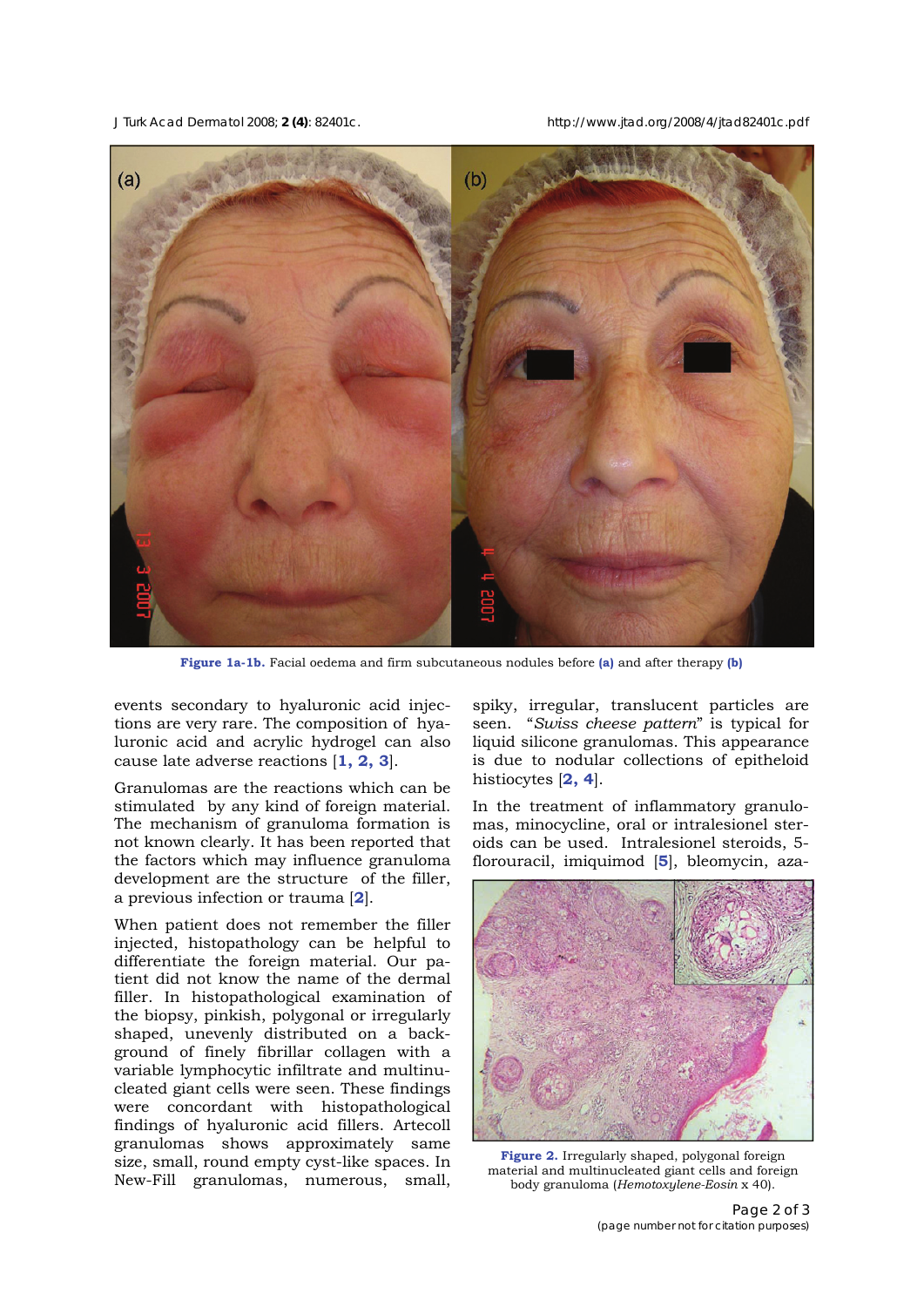**Figure 1a-1b.** Facial oedema and firm subcutaneous nodules before **(a)** and after therapy **(b)**

events secondary to hyaluronic acid injections are very rare. The composition of hyaluronic acid and acrylic hydrogel can also cause late adverse reactions [1, 2, 3].

Granulomas are the reactions which can be stimulated by any kind of foreign material. The mechanism of granuloma formation is not known clearly. It has been reported that the factors which may influence granuloma development are the structure of the filler, a previous infection or trauma [2].

When patient does not remember the filler injected, histopathology can be helpful to differentiate the foreign material. Our patient did not know the name of the dermal filler. In histopathological examination of the biopsy, pinkish, polygonal or irregularly shaped, unevenly distributed on a background of finely fibrillar collagen with a variable lymphocytic infiltrate and multinucleated giant cells were seen. These findings were concordant with histopathological findings of hyaluronic acid fillers. Artecoll granulomas shows approximately same size, small, round empty cyst-like spaces. In New-Fill granulomas, numerous, small, spiky, irregular, translucent particles are seen. "*Swiss cheese pattern*" is typical for liquid silicone granulomas. This appearance is due to nodular collections of epitheloid histiocytes [2, 4].

In the treatment of inflammatory granulomas, minocycline, oral or intralesionel steroids can be used. Intralesionel steroids, 5-florouracil, imiquimod [5], bleomycin, aza-

**Figure 2.** Irregularly shaped, polygonal foreign material and multinucleated giant cells and foreign body granuloma (*Hemotoxylene-Eosin* x 40).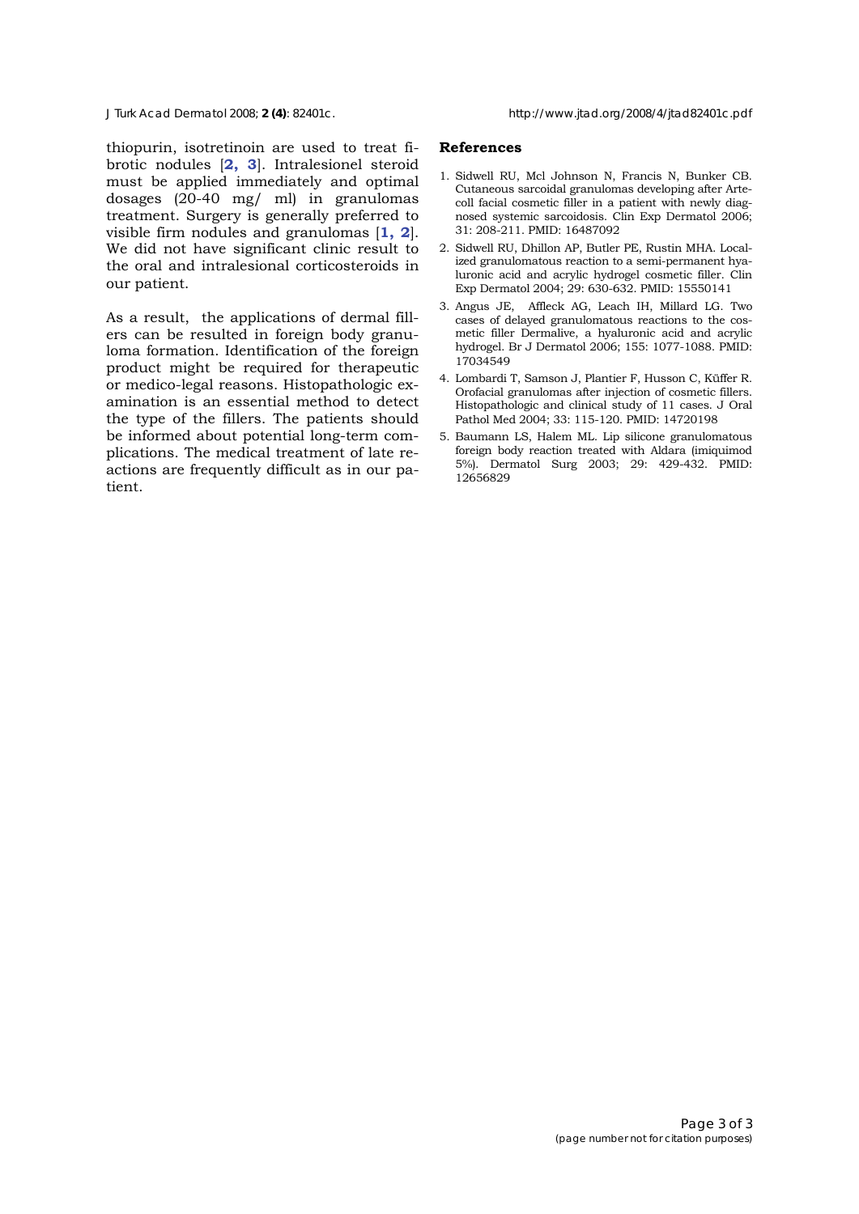thiopurin, isotretinoin are used to treat fibrotic nodules [2, 3]. Intralesionel steroid must be applied immediately and optimal dosages (20-40 mg/ ml) in granulomas treatment. Surgery is generally preferred to visible firm nodules and granulomas [1, 2]. We did not have significant clinic result to the oral and intralesional corticosteroids in our patient.

As a result, the applications of dermal fillers can be resulted in foreign body granuloma formation. Identification of the foreign product might be required for therapeutic or medico-legal reasons. Histopathologic examination is an essential method to detect the type of the fillers. The patients should be informed about potential long-term complications. The medical treatment of late reactions are frequently difficult as in our patient.

## References

1. Sidwell RU, Mcl Johnson N, Francis N, Bunker CB. Cutaneous sarcoidal granulomas developing after Artecoll facial cosmetic filler in a patient with newly diagnosed systemic sarcoidosis. Clin Exp Dermatol 2006; 31: 208-211. PMID: 16487092
2. Sidwell RU, Dhillon AP, Butler PE, Rustin MHA. Localized granulomatous reaction to a semi-permanent hyaluronic acid and acrylic hydrogel cosmetic filler. Clin Exp Dermatol 2004; 29: 630-632. PMID: 15550141
3. Angus JE, Affleck AG, Leach IH, Millard LG. Two cases of delayed granulomatous reactions to the cosmetic filler Dermalive, a hyaluronic acid and acrylic hydrogel. Br J Dermatol 2006; 155: 1077-1088. PMID: 17034549
4. Lombardi T, Samson J, Plantier F, Husson C, Küffer R. Orofacial granulomas after injection of cosmetic fillers. Histopathologic and clinical study of 11 cases. J Oral Pathol Med 2004; 33: 115-120. PMID: 14720198
5. Baumann LS, Halem ML. Lip silicone granulomatous foreign body reaction treated with Aldara (imiquimod 5%). Dermatol Surg 2003; 29: 429-432. PMID: 12656829